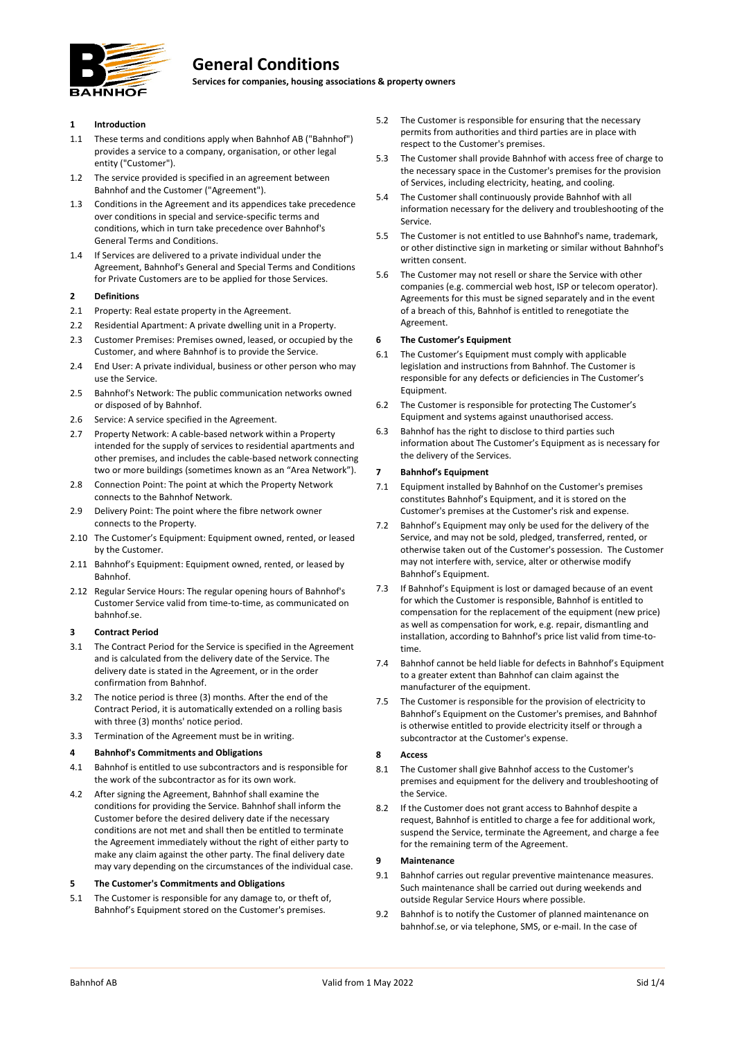# General Conditions

**Services for companies, housing associations & property owners**

## 1 Introduction

1.1 These terms and conditions apply when Bahnhof AB ("Bahnhof") provides a service to a company, organisation, or other legal entity ("Customer").

1.2 The service provided is specified in an agreement between Bahnhof and the Customer ("Agreement").

1.3 Conditions in the Agreement and its appendices take precedence over conditions in special and service-specific terms and conditions, which in turn take precedence over Bahnhof's General Terms and Conditions.

1.4 If Services are delivered to a private individual under the Agreement, Bahnhof's General and Special Terms and Conditions for Private Customers are to be applied for those Services.

## 2 Definitions

2.1 Property: Real estate property in the Agreement.

2.2 Residential Apartment: A private dwelling unit in a Property.

2.3 Customer Premises: Premises owned, leased, or occupied by the Customer, and where Bahnhof is to provide the Service.

2.4 End User: A private individual, business or other person who may use the Service.

2.5 Bahnhof's Network: The public communication networks owned or disposed of by Bahnhof.

2.6 Service: A service specified in the Agreement.

2.7 Property Network: A cable-based network within a Property intended for the supply of services to residential apartments and other premises, and includes the cable-based network connecting two or more buildings (sometimes known as an "Area Network").

2.8 Connection Point: The point at which the Property Network connects to the Bahnhof Network.

2.9 Delivery Point: The point where the fibre network owner connects to the Property.

2.10 The Customer's Equipment: Equipment owned, rented, or leased by the Customer.

2.11 Bahnhof's Equipment: Equipment owned, rented, or leased by Bahnhof.

2.12 Regular Service Hours: The regular opening hours of Bahnhof's Customer Service valid from time-to-time, as communicated on bahnhof.se.

## 3 Contract Period

3.1 The Contract Period for the Service is specified in the Agreement and is calculated from the delivery date of the Service. The delivery date is stated in the Agreement, or in the order confirmation from Bahnhof.

3.2 The notice period is three (3) months. After the end of the Contract Period, it is automatically extended on a rolling basis with three (3) months' notice period.

3.3 Termination of the Agreement must be in writing.

## 4 Bahnhof's Commitments and Obligations

4.1 Bahnhof is entitled to use subcontractors and is responsible for the work of the subcontractor as for its own work.

4.2 After signing the Agreement, Bahnhof shall examine the conditions for providing the Service. Bahnhof shall inform the Customer before the desired delivery date if the necessary conditions are not met and shall then be entitled to terminate the Agreement immediately without the right of either party to make any claim against the other party. The final delivery date may vary depending on the circumstances of the individual case.

## 5 The Customer's Commitments and Obligations

5.1 The Customer is responsible for any damage to, or theft of, Bahnhof's Equipment stored on the Customer's premises.

5.2 The Customer is responsible for ensuring that the necessary permits from authorities and third parties are in place with respect to the Customer's premises.

5.3 The Customer shall provide Bahnhof with access free of charge to the necessary space in the Customer's premises for the provision of Services, including electricity, heating, and cooling.

5.4 The Customer shall continuously provide Bahnhof with all information necessary for the delivery and troubleshooting of the Service.

5.5 The Customer is not entitled to use Bahnhof's name, trademark, or other distinctive sign in marketing or similar without Bahnhof's written consent.

5.6 The Customer may not resell or share the Service with other companies (e.g. commercial web host, ISP or telecom operator). Agreements for this must be signed separately and in the event of a breach of this, Bahnhof is entitled to renegotiate the Agreement.

## 6 The Customer's Equipment

6.1 The Customer's Equipment must comply with applicable legislation and instructions from Bahnhof. The Customer is responsible for any defects or deficiencies in The Customer's Equipment.

6.2 The Customer is responsible for protecting The Customer's Equipment and systems against unauthorised access.

6.3 Bahnhof has the right to disclose to third parties such information about The Customer's Equipment as is necessary for the delivery of the Services.

## 7 Bahnhof's Equipment

7.1 Equipment installed by Bahnhof on the Customer's premises constitutes Bahnhof's Equipment, and it is stored on the Customer's premises at the Customer's risk and expense.

7.2 Bahnhof's Equipment may only be used for the delivery of the Service, and may not be sold, pledged, transferred, rented, or otherwise taken out of the Customer's possession. The Customer may not interfere with, service, alter or otherwise modify Bahnhof's Equipment.

7.3 If Bahnhof's Equipment is lost or damaged because of an event for which the Customer is responsible, Bahnhof is entitled to compensation for the replacement of the equipment (new price) as well as compensation for work, e.g. repair, dismantling and installation, according to Bahnhof's price list valid from time-to-time.

7.4 Bahnhof cannot be held liable for defects in Bahnhof's Equipment to a greater extent than Bahnhof can claim against the manufacturer of the equipment.

7.5 The Customer is responsible for the provision of electricity to Bahnhof's Equipment on the Customer's premises, and Bahnhof is otherwise entitled to provide electricity itself or through a subcontractor at the Customer's expense.

## 8 Access

8.1 The Customer shall give Bahnhof access to the Customer's premises and equipment for the delivery and troubleshooting of the Service.

8.2 If the Customer does not grant access to Bahnhof despite a request, Bahnhof is entitled to charge a fee for additional work, suspend the Service, terminate the Agreement, and charge a fee for the remaining term of the Agreement.

## 9 Maintenance

9.1 Bahnhof carries out regular preventive maintenance measures. Such maintenance shall be carried out during weekends and outside Regular Service Hours where possible.

9.2 Bahnhof is to notify the Customer of planned maintenance on bahnhof.se, or via telephone, SMS, or e-mail. In the case of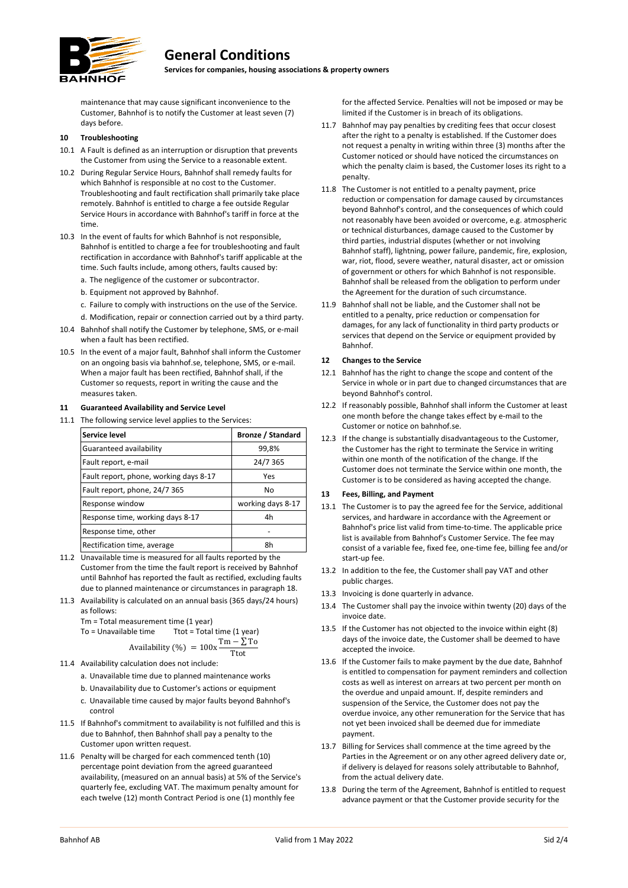maintenance that may cause significant inconvenience to the Customer, Bahnhof is to notify the Customer at least seven (7) days before.

## 10 Troubleshooting

10.1 A Fault is defined as an interruption or disruption that prevents the Customer from using the Service to a reasonable extent.

10.2 During Regular Service Hours, Bahnhof shall remedy faults for which Bahnhof is responsible at no cost to the Customer. Troubleshooting and fault rectification shall primarily take place remotely. Bahnhof is entitled to charge a fee outside Regular Service Hours in accordance with Bahnhof's tariff in force at the time.

10.3 In the event of faults for which Bahnhof is not responsible, Bahnhof is entitled to charge a fee for troubleshooting and fault rectification in accordance with Bahnhof's tariff applicable at the time. Such faults include, among others, faults caused by:

a. The negligence of the customer or subcontractor.

b. Equipment not approved by Bahnhof.

c. Failure to comply with instructions on the use of the Service.

d. Modification, repair or connection carried out by a third party.

10.4 Bahnhof shall notify the Customer by telephone, SMS, or e-mail when a fault has been rectified.

10.5 In the event of a major fault, Bahnhof shall inform the Customer on an ongoing basis via bahnhof.se, telephone, SMS, or e-mail. When a major fault has been rectified, Bahnhof shall, if the Customer so requests, report in writing the cause and the measures taken.

## 11 Guaranteed Availability and Service Level

11.1 The following service level applies to the Services:

| Service level | Bronze / Standard |
|---|---|
| Guaranteed availability | 99,8% |
| Fault report, e-mail | 24/7 365 |
| Fault report, phone, working days 8-17 | Yes |
| Fault report, phone, 24/7 365 | No |
| Response window | working days 8-17 |
| Response time, working days 8-17 | 4h |
| Response time, other | - |
| Rectification time, average | 8h |

11.2 Unavailable time is measured for all faults reported by the Customer from the time the fault report is received by Bahnhof until Bahnhof has reported the fault as rectified, excluding faults due to planned maintenance or circumstances in paragraph 18.

11.3 Availability is calculated on an annual basis (365 days/24 hours) as follows:

Tm = Total measurement time (1 year)
To = Unavailable time        Ttot = Total time (1 year)

$$\text{Availability (\%)} = 100\text{x}\,\frac{\text{Tm} - \sum \text{To}}{\text{Ttot}}$$

11.4 Availability calculation does not include:

a. Unavailable time due to planned maintenance works

b. Unavailability due to Customer's actions or equipment

c. Unavailable time caused by major faults beyond Bahnhof's control

11.5 If Bahnhof's commitment to availability is not fulfilled and this is due to Bahnhof, then Bahnhof shall pay a penalty to the Customer upon written request.

11.6 Penalty will be charged for each commenced tenth (10) percentage point deviation from the agreed guaranteed availability, (measured on an annual basis) at 5% of the Service's quarterly fee, excluding VAT. The maximum penalty amount for each twelve (12) month Contract Period is one (1) monthly fee for the affected Service. Penalties will not be imposed or may be limited if the Customer is in breach of its obligations.

11.7 Bahnhof may pay penalties by crediting fees that occur closest after the right to a penalty is established. If the Customer does not request a penalty in writing within three (3) months after the Customer noticed or should have noticed the circumstances on which the penalty claim is based, the Customer loses its right to a penalty.

11.8 The Customer is not entitled to a penalty payment, price reduction or compensation for damage caused by circumstances beyond Bahnhof's control, and the consequences of which could not reasonably have been avoided or overcome, e.g. atmospheric or technical disturbances, damage caused to the Customer by third parties, industrial disputes (whether or not involving Bahnhof staff), lightning, power failure, pandemic, fire, explosion, war, riot, flood, severe weather, natural disaster, act or omission of government or others for which Bahnhof is not responsible. Bahnhof shall be released from the obligation to perform under the Agreement for the duration of such circumstance.

11.9 Bahnhof shall not be liable, and the Customer shall not be entitled to a penalty, price reduction or compensation for damages, for any lack of functionality in third party products or services that depend on the Service or equipment provided by Bahnhof.

## 12 Changes to the Service

12.1 Bahnhof has the right to change the scope and content of the Service in whole or in part due to changed circumstances that are beyond Bahnhof's control.

12.2 If reasonably possible, Bahnhof shall inform the Customer at least one month before the change takes effect by e-mail to the Customer or notice on bahnhof.se.

12.3 If the change is substantially disadvantageous to the Customer, the Customer has the right to terminate the Service in writing within one month of the notification of the change. If the Customer does not terminate the Service within one month, the Customer is to be considered as having accepted the change.

## 13 Fees, Billing, and Payment

13.1 The Customer is to pay the agreed fee for the Service, additional services, and hardware in accordance with the Agreement or Bahnhof's price list valid from time-to-time. The applicable price list is available from Bahnhof's Customer Service. The fee may consist of a variable fee, fixed fee, one-time fee, billing fee and/or start-up fee.

13.2 In addition to the fee, the Customer shall pay VAT and other public charges.

13.3 Invoicing is done quarterly in advance.

13.4 The Customer shall pay the invoice within twenty (20) days of the invoice date.

13.5 If the Customer has not objected to the invoice within eight (8) days of the invoice date, the Customer shall be deemed to have accepted the invoice.

13.6 If the Customer fails to make payment by the due date, Bahnhof is entitled to compensation for payment reminders and collection costs as well as interest on arrears at two percent per month on the overdue and unpaid amount. If, despite reminders and suspension of the Service, the Customer does not pay the overdue invoice, any other remuneration for the Service that has not yet been invoiced shall be deemed due for immediate payment.

13.7 Billing for Services shall commence at the time agreed by the Parties in the Agreement or on any other agreed delivery date or, if delivery is delayed for reasons solely attributable to Bahnhof, from the actual delivery date.

13.8 During the term of the Agreement, Bahnhof is entitled to request advance payment or that the Customer provide security for the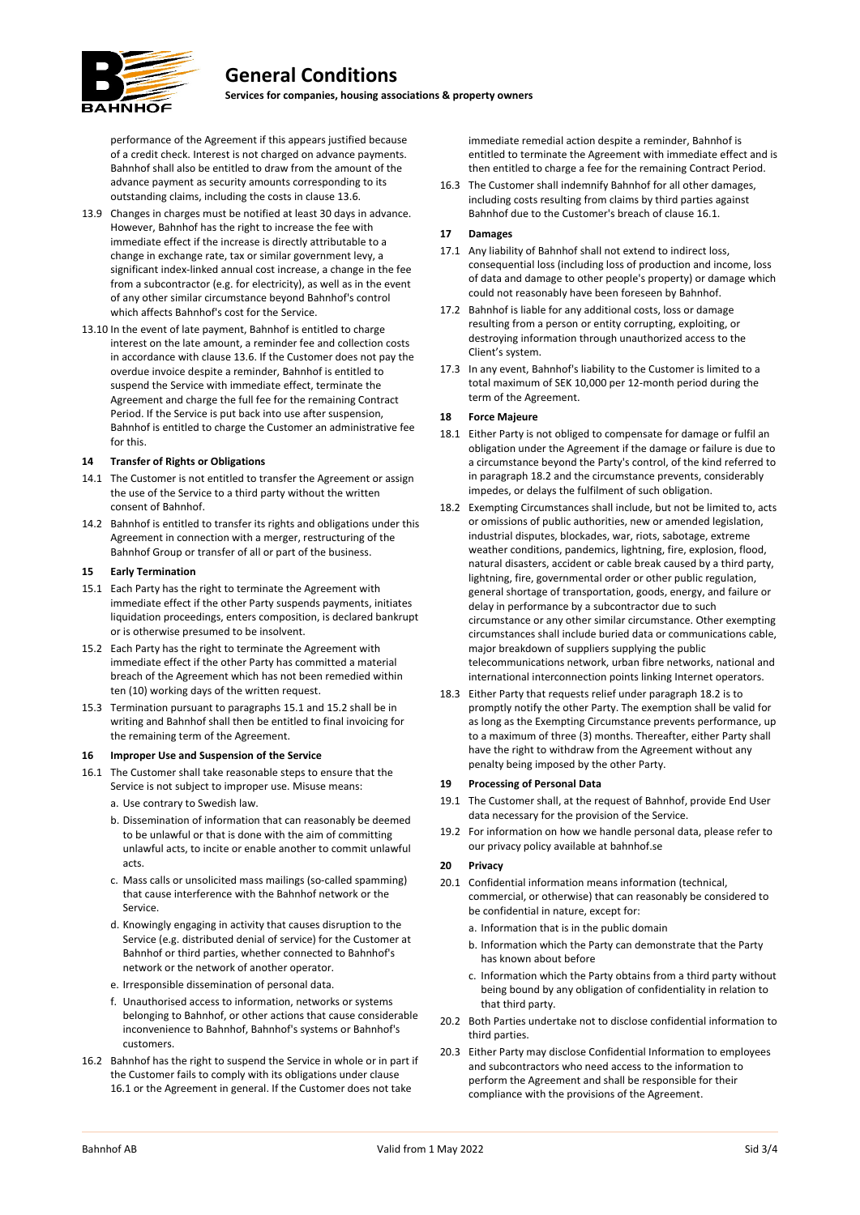performance of the Agreement if this appears justified because of a credit check. Interest is not charged on advance payments. Bahnhof shall also be entitled to draw from the amount of the advance payment as security amounts corresponding to its outstanding claims, including the costs in clause 13.6.

13.9 Changes in charges must be notified at least 30 days in advance. However, Bahnhof has the right to increase the fee with immediate effect if the increase is directly attributable to a change in exchange rate, tax or similar government levy, a significant index-linked annual cost increase, a change in the fee from a subcontractor (e.g. for electricity), as well as in the event of any other similar circumstance beyond Bahnhof's control which affects Bahnhof's cost for the Service.

13.10 In the event of late payment, Bahnhof is entitled to charge interest on the late amount, a reminder fee and collection costs in accordance with clause 13.6. If the Customer does not pay the overdue invoice despite a reminder, Bahnhof is entitled to suspend the Service with immediate effect, terminate the Agreement and charge the full fee for the remaining Contract Period. If the Service is put back into use after suspension, Bahnhof is entitled to charge the Customer an administrative fee for this.

### 14 Transfer of Rights or Obligations

14.1 The Customer is not entitled to transfer the Agreement or assign the use of the Service to a third party without the written consent of Bahnhof.

14.2 Bahnhof is entitled to transfer its rights and obligations under this Agreement in connection with a merger, restructuring of the Bahnhof Group or transfer of all or part of the business.

### 15 Early Termination

15.1 Each Party has the right to terminate the Agreement with immediate effect if the other Party suspends payments, initiates liquidation proceedings, enters composition, is declared bankrupt or is otherwise presumed to be insolvent.

15.2 Each Party has the right to terminate the Agreement with immediate effect if the other Party has committed a material breach of the Agreement which has not been remedied within ten (10) working days of the written request.

15.3 Termination pursuant to paragraphs 15.1 and 15.2 shall be in writing and Bahnhof shall then be entitled to final invoicing for the remaining term of the Agreement.

### 16 Improper Use and Suspension of the Service

16.1 The Customer shall take reasonable steps to ensure that the Service is not subject to improper use. Misuse means:

a. Use contrary to Swedish law.

b. Dissemination of information that can reasonably be deemed to be unlawful or that is done with the aim of committing unlawful acts, to incite or enable another to commit unlawful acts.

c. Mass calls or unsolicited mass mailings (so-called spamming) that cause interference with the Bahnhof network or the Service.

d. Knowingly engaging in activity that causes disruption to the Service (e.g. distributed denial of service) for the Customer at Bahnhof or third parties, whether connected to Bahnhof's network or the network of another operator.

e. Irresponsible dissemination of personal data.

f. Unauthorised access to information, networks or systems belonging to Bahnhof, or other actions that cause considerable inconvenience to Bahnhof, Bahnhof's systems or Bahnhof's customers.

16.2 Bahnhof has the right to suspend the Service in whole or in part if the Customer fails to comply with its obligations under clause 16.1 or the Agreement in general. If the Customer does not take immediate remedial action despite a reminder, Bahnhof is entitled to terminate the Agreement with immediate effect and is then entitled to charge a fee for the remaining Contract Period.

16.3 The Customer shall indemnify Bahnhof for all other damages, including costs resulting from claims by third parties against Bahnhof due to the Customer's breach of clause 16.1.

### 17 Damages

17.1 Any liability of Bahnhof shall not extend to indirect loss, consequential loss (including loss of production and income, loss of data and damage to other people's property) or damage which could not reasonably have been foreseen by Bahnhof.

17.2 Bahnhof is liable for any additional costs, loss or damage resulting from a person or entity corrupting, exploiting, or destroying information through unauthorized access to the Client's system.

17.3 In any event, Bahnhof's liability to the Customer is limited to a total maximum of SEK 10,000 per 12-month period during the term of the Agreement.

### 18 Force Majeure

18.1 Either Party is not obliged to compensate for damage or fulfil an obligation under the Agreement if the damage or failure is due to a circumstance beyond the Party's control, of the kind referred to in paragraph 18.2 and the circumstance prevents, considerably impedes, or delays the fulfilment of such obligation.

18.2 Exempting Circumstances shall include, but not be limited to, acts or omissions of public authorities, new or amended legislation, industrial disputes, blockades, war, riots, sabotage, extreme weather conditions, pandemics, lightning, fire, explosion, flood, natural disasters, accident or cable break caused by a third party, lightning, fire, governmental order or other public regulation, general shortage of transportation, goods, energy, and failure or delay in performance by a subcontractor due to such circumstance or any other similar circumstance. Other exempting circumstances shall include buried data or communications cable, major breakdown of suppliers supplying the public telecommunications network, urban fibre networks, national and international interconnection points linking Internet operators.

18.3 Either Party that requests relief under paragraph 18.2 is to promptly notify the other Party. The exemption shall be valid for as long as the Exempting Circumstance prevents performance, up to a maximum of three (3) months. Thereafter, either Party shall have the right to withdraw from the Agreement without any penalty being imposed by the other Party.

### 19 Processing of Personal Data

19.1 The Customer shall, at the request of Bahnhof, provide End User data necessary for the provision of the Service.

19.2 For information on how we handle personal data, please refer to our privacy policy available at bahnhof.se

### 20 Privacy

20.1 Confidential information means information (technical, commercial, or otherwise) that can reasonably be considered to be confidential in nature, except for:

a. Information that is in the public domain

b. Information which the Party can demonstrate that the Party has known about before

c. Information which the Party obtains from a third party without being bound by any obligation of confidentiality in relation to that third party.

20.2 Both Parties undertake not to disclose confidential information to third parties.

20.3 Either Party may disclose Confidential Information to employees and subcontractors who need access to the information to perform the Agreement and shall be responsible for their compliance with the provisions of the Agreement.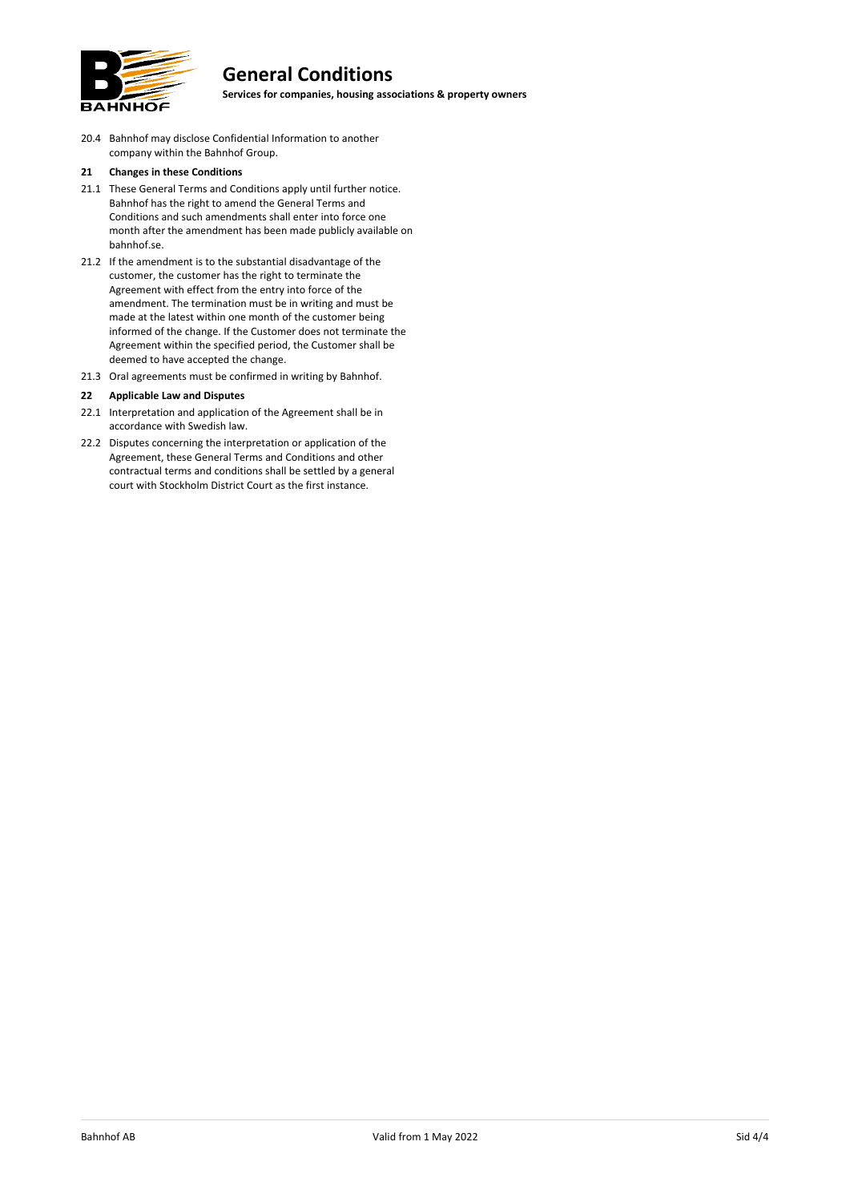20.4 Bahnhof may disclose Confidential Information to another company within the Bahnhof Group.

**21 Changes in these Conditions**

21.1 These General Terms and Conditions apply until further notice. Bahnhof has the right to amend the General Terms and Conditions and such amendments shall enter into force one month after the amendment has been made publicly available on bahnhof.se.

21.2 If the amendment is to the substantial disadvantage of the customer, the customer has the right to terminate the Agreement with effect from the entry into force of the amendment. The termination must be in writing and must be made at the latest within one month of the customer being informed of the change. If the Customer does not terminate the Agreement within the specified period, the Customer shall be deemed to have accepted the change.

21.3 Oral agreements must be confirmed in writing by Bahnhof.

**22 Applicable Law and Disputes**

22.1 Interpretation and application of the Agreement shall be in accordance with Swedish law.

22.2 Disputes concerning the interpretation or application of the Agreement, these General Terms and Conditions and other contractual terms and conditions shall be settled by a general court with Stockholm District Court as the first instance.